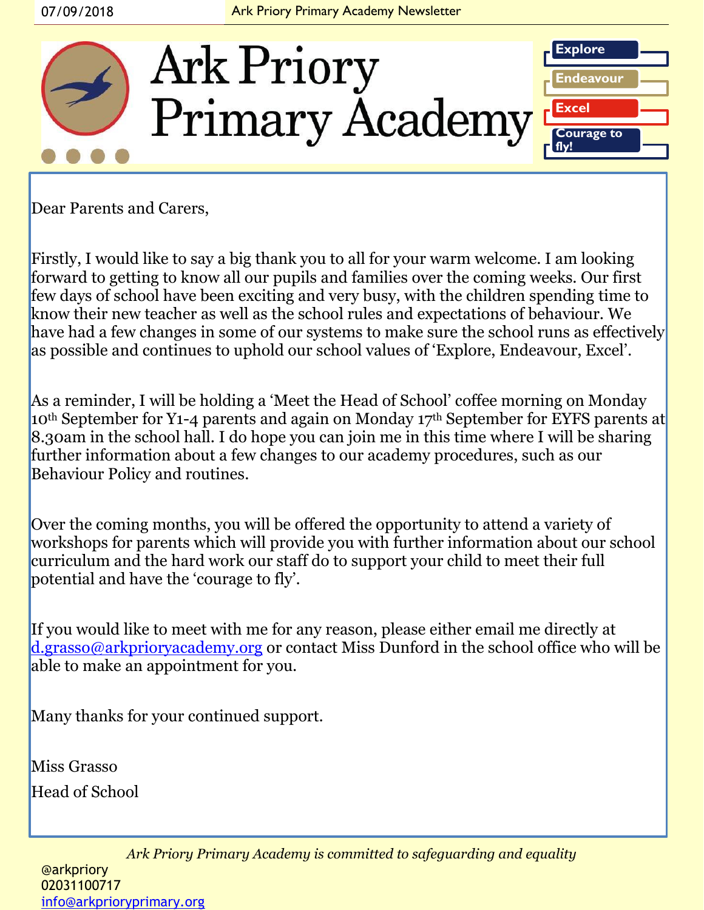# Ark Priory Primary Academy

**Explore**

**Endeavour**

**Excel**

**Courage to fly!**

Dear Parents and Carers,

Firstly, I would like to say a big thank you to all for your warm welcome. I am looking forward to getting to know all our pupils and families over the coming weeks. Our first few days of school have been exciting and very busy, with the children spending time to know their new teacher as well as the school rules and expectations of behaviour. We have had a few changes in some of our systems to make sure the school runs as effectively as possible and continues to uphold our school values of 'Explore, Endeavour, Excel'.

As a reminder, I will be holding a 'Meet the Head of School' coffee morning on Monday 10th September for Y1-4 parents and again on Monday 17th September for EYFS parents at 8.30am in the school hall. I do hope you can join me in this time where I will be sharing further information about a few changes to our academy procedures, such as our Behaviour Policy and routines.

Over the coming months, you will be offered the opportunity to attend a variety of workshops for parents which will provide you with further information about our school curriculum and the hard work our staff do to support your child to meet their full potential and have the 'courage to fly'.

If you would like to meet with me for any reason, please either email me directly at d.grasso@arkprioryacademy.org or contact Miss Dunford in the school office who will be able to make an appointment for you.

Many thanks for your continued support.

Miss Grasso

Head of School

*Ark Priory Primary Academy is committed to safeguarding and equality*

@arkpriory
02031100717
info@arkprioryprimary.org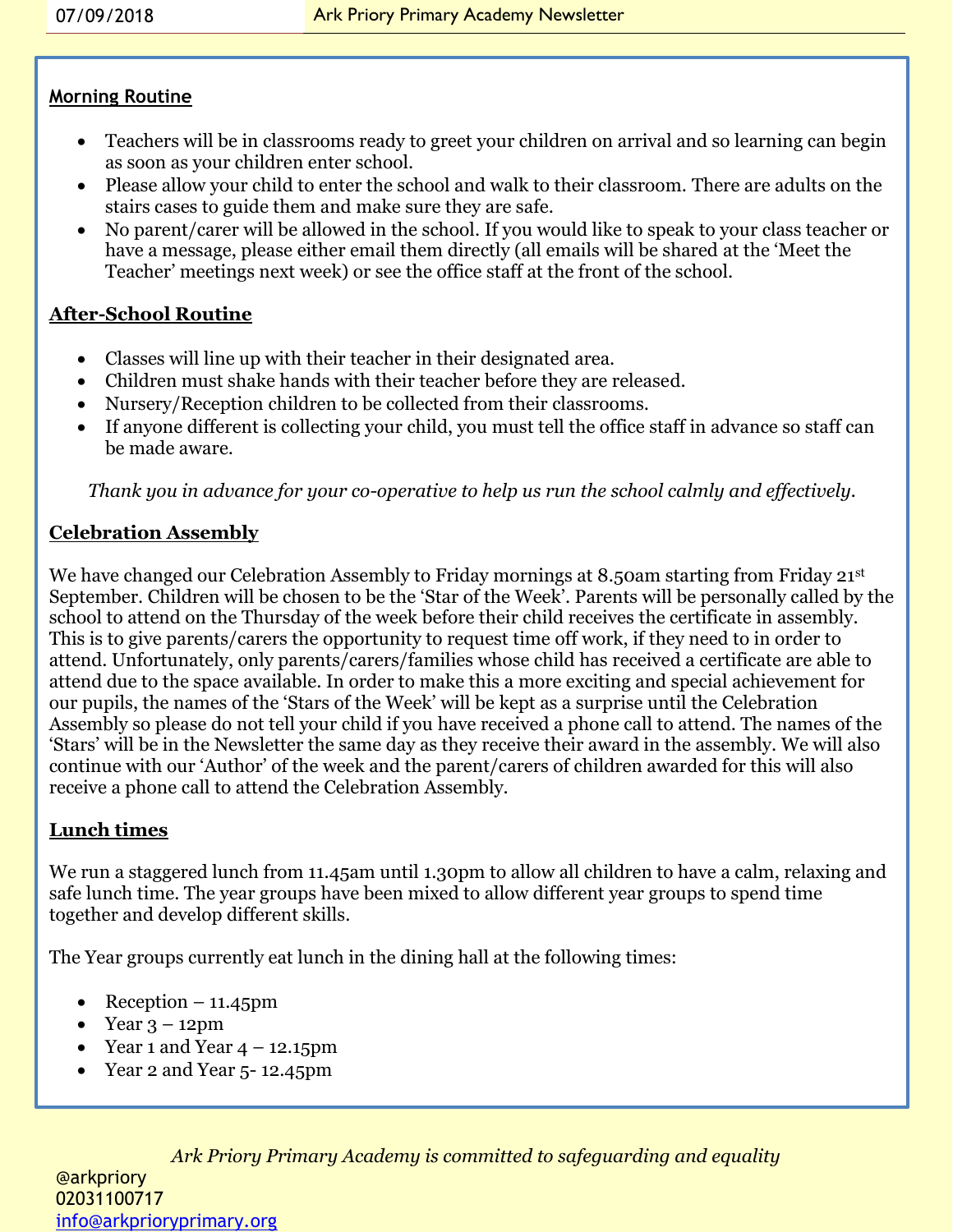## Morning Routine

- Teachers will be in classrooms ready to greet your children on arrival and so learning can begin as soon as your children enter school.
- Please allow your child to enter the school and walk to their classroom. There are adults on the stairs cases to guide them and make sure they are safe.
- No parent/carer will be allowed in the school. If you would like to speak to your class teacher or have a message, please either email them directly (all emails will be shared at the 'Meet the Teacher' meetings next week) or see the office staff at the front of the school.

## After-School Routine

- Classes will line up with their teacher in their designated area.
- Children must shake hands with their teacher before they are released.
- Nursery/Reception children to be collected from their classrooms.
- If anyone different is collecting your child, you must tell the office staff in advance so staff can be made aware.

*Thank you in advance for your co-operative to help us run the school calmly and effectively.*

## Celebration Assembly

We have changed our Celebration Assembly to Friday mornings at 8.50am starting from Friday 21st September. Children will be chosen to be the 'Star of the Week'. Parents will be personally called by the school to attend on the Thursday of the week before their child receives the certificate in assembly. This is to give parents/carers the opportunity to request time off work, if they need to in order to attend. Unfortunately, only parents/carers/families whose child has received a certificate are able to attend due to the space available. In order to make this a more exciting and special achievement for our pupils, the names of the 'Stars of the Week' will be kept as a surprise until the Celebration Assembly so please do not tell your child if you have received a phone call to attend. The names of the 'Stars' will be in the Newsletter the same day as they receive their award in the assembly. We will also continue with our 'Author' of the week and the parent/carers of children awarded for this will also receive a phone call to attend the Celebration Assembly.

## Lunch times

We run a staggered lunch from 11.45am until 1.30pm to allow all children to have a calm, relaxing and safe lunch time. The year groups have been mixed to allow different year groups to spend time together and develop different skills.

The Year groups currently eat lunch in the dining hall at the following times:

- Reception – 11.45pm
- Year 3 – 12pm
- Year 1 and Year 4 – 12.15pm
- Year 2 and Year 5- 12.45pm

*Ark Priory Primary Academy is committed to safeguarding and equality*

@arkpriory
02031100717
info@arkprioryprimary.org